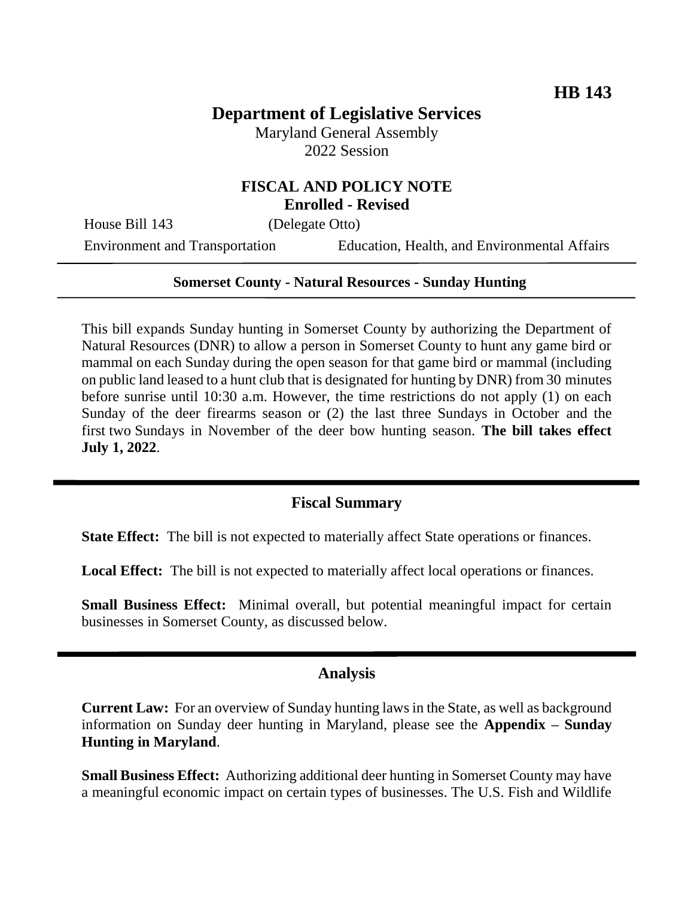**HB 143**

# Department of Legislative Services

Maryland General Assembly
2022 Session

## FISCAL AND POLICY NOTE
**Enrolled - Revised**

House Bill 143 (Delegate Otto)
Environment and Transportation — Education, Health, and Environmental Affairs

**Somerset County - Natural Resources - Sunday Hunting**

This bill expands Sunday hunting in Somerset County by authorizing the Department of Natural Resources (DNR) to allow a person in Somerset County to hunt any game bird or mammal on each Sunday during the open season for that game bird or mammal (including on public land leased to a hunt club that is designated for hunting by DNR) from 30 minutes before sunrise until 10:30 a.m. However, the time restrictions do not apply (1) on each Sunday of the deer firearms season or (2) the last three Sundays in October and the first two Sundays in November of the deer bow hunting season. **The bill takes effect July 1, 2022**.

## Fiscal Summary

**State Effect:** The bill is not expected to materially affect State operations or finances.

**Local Effect:** The bill is not expected to materially affect local operations or finances.

**Small Business Effect:** Minimal overall, but potential meaningful impact for certain businesses in Somerset County, as discussed below.

## Analysis

**Current Law:** For an overview of Sunday hunting laws in the State, as well as background information on Sunday deer hunting in Maryland, please see the **Appendix – Sunday Hunting in Maryland**.

**Small Business Effect:** Authorizing additional deer hunting in Somerset County may have a meaningful economic impact on certain types of businesses. The U.S. Fish and Wildlife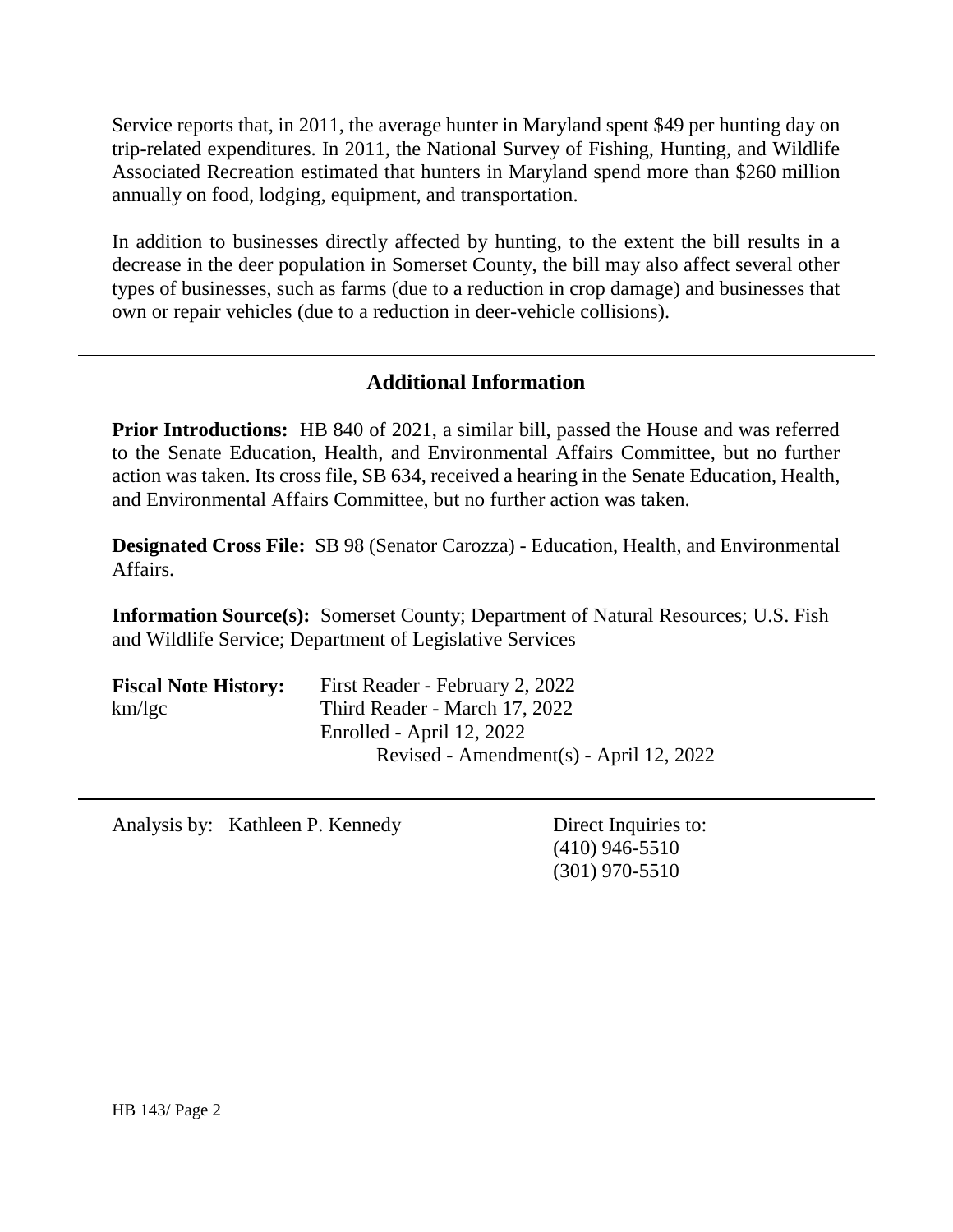Service reports that, in 2011, the average hunter in Maryland spent $49 per hunting day on trip-related expenditures. In 2011, the National Survey of Fishing, Hunting, and Wildlife Associated Recreation estimated that hunters in Maryland spend more than $260 million annually on food, lodging, equipment, and transportation.

In addition to businesses directly affected by hunting, to the extent the bill results in a decrease in the deer population in Somerset County, the bill may also affect several other types of businesses, such as farms (due to a reduction in crop damage) and businesses that own or repair vehicles (due to a reduction in deer-vehicle collisions).

## Additional Information

**Prior Introductions:** HB 840 of 2021, a similar bill, passed the House and was referred to the Senate Education, Health, and Environmental Affairs Committee, but no further action was taken. Its cross file, SB 634, received a hearing in the Senate Education, Health, and Environmental Affairs Committee, but no further action was taken.

**Designated Cross File:** SB 98 (Senator Carozza) - Education, Health, and Environmental Affairs.

**Information Source(s):** Somerset County; Department of Natural Resources; U.S. Fish and Wildlife Service; Department of Legislative Services

**Fiscal Note History:** First Reader - February 2, 2022
km/lgc Third Reader - March 17, 2022
Enrolled - April 12, 2022
Revised - Amendment(s) - April 12, 2022

Analysis by: Kathleen P. Kennedy

Direct Inquiries to:
(410) 946-5510
(301) 970-5510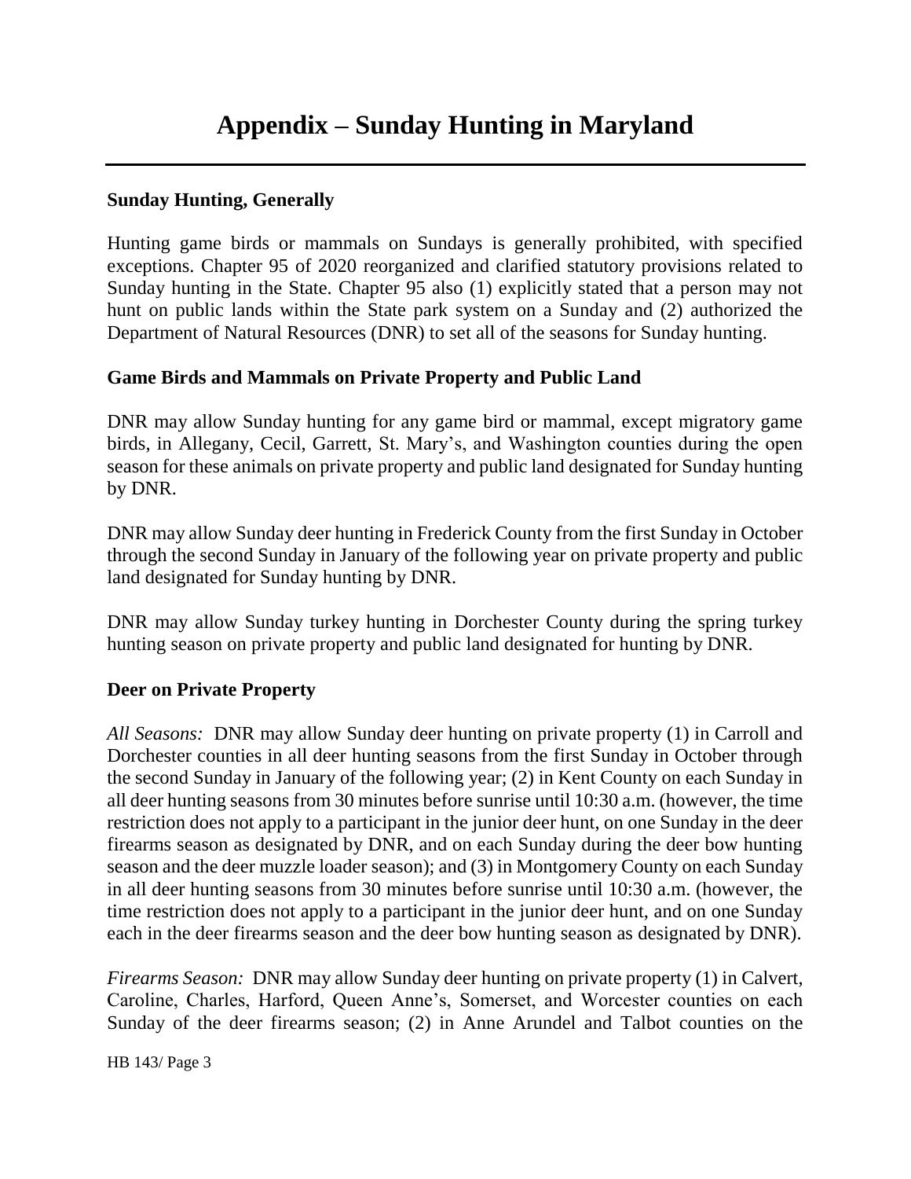# Appendix – Sunday Hunting in Maryland

## Sunday Hunting, Generally

Hunting game birds or mammals on Sundays is generally prohibited, with specified exceptions. Chapter 95 of 2020 reorganized and clarified statutory provisions related to Sunday hunting in the State. Chapter 95 also (1) explicitly stated that a person may not hunt on public lands within the State park system on a Sunday and (2) authorized the Department of Natural Resources (DNR) to set all of the seasons for Sunday hunting.

## Game Birds and Mammals on Private Property and Public Land

DNR may allow Sunday hunting for any game bird or mammal, except migratory game birds, in Allegany, Cecil, Garrett, St. Mary's, and Washington counties during the open season for these animals on private property and public land designated for Sunday hunting by DNR.

DNR may allow Sunday deer hunting in Frederick County from the first Sunday in October through the second Sunday in January of the following year on private property and public land designated for Sunday hunting by DNR.

DNR may allow Sunday turkey hunting in Dorchester County during the spring turkey hunting season on private property and public land designated for hunting by DNR.

## Deer on Private Property

*All Seasons:* DNR may allow Sunday deer hunting on private property (1) in Carroll and Dorchester counties in all deer hunting seasons from the first Sunday in October through the second Sunday in January of the following year; (2) in Kent County on each Sunday in all deer hunting seasons from 30 minutes before sunrise until 10:30 a.m. (however, the time restriction does not apply to a participant in the junior deer hunt, on one Sunday in the deer firearms season as designated by DNR, and on each Sunday during the deer bow hunting season and the deer muzzle loader season); and (3) in Montgomery County on each Sunday in all deer hunting seasons from 30 minutes before sunrise until 10:30 a.m. (however, the time restriction does not apply to a participant in the junior deer hunt, and on one Sunday each in the deer firearms season and the deer bow hunting season as designated by DNR).

*Firearms Season:* DNR may allow Sunday deer hunting on private property (1) in Calvert, Caroline, Charles, Harford, Queen Anne's, Somerset, and Worcester counties on each Sunday of the deer firearms season; (2) in Anne Arundel and Talbot counties on the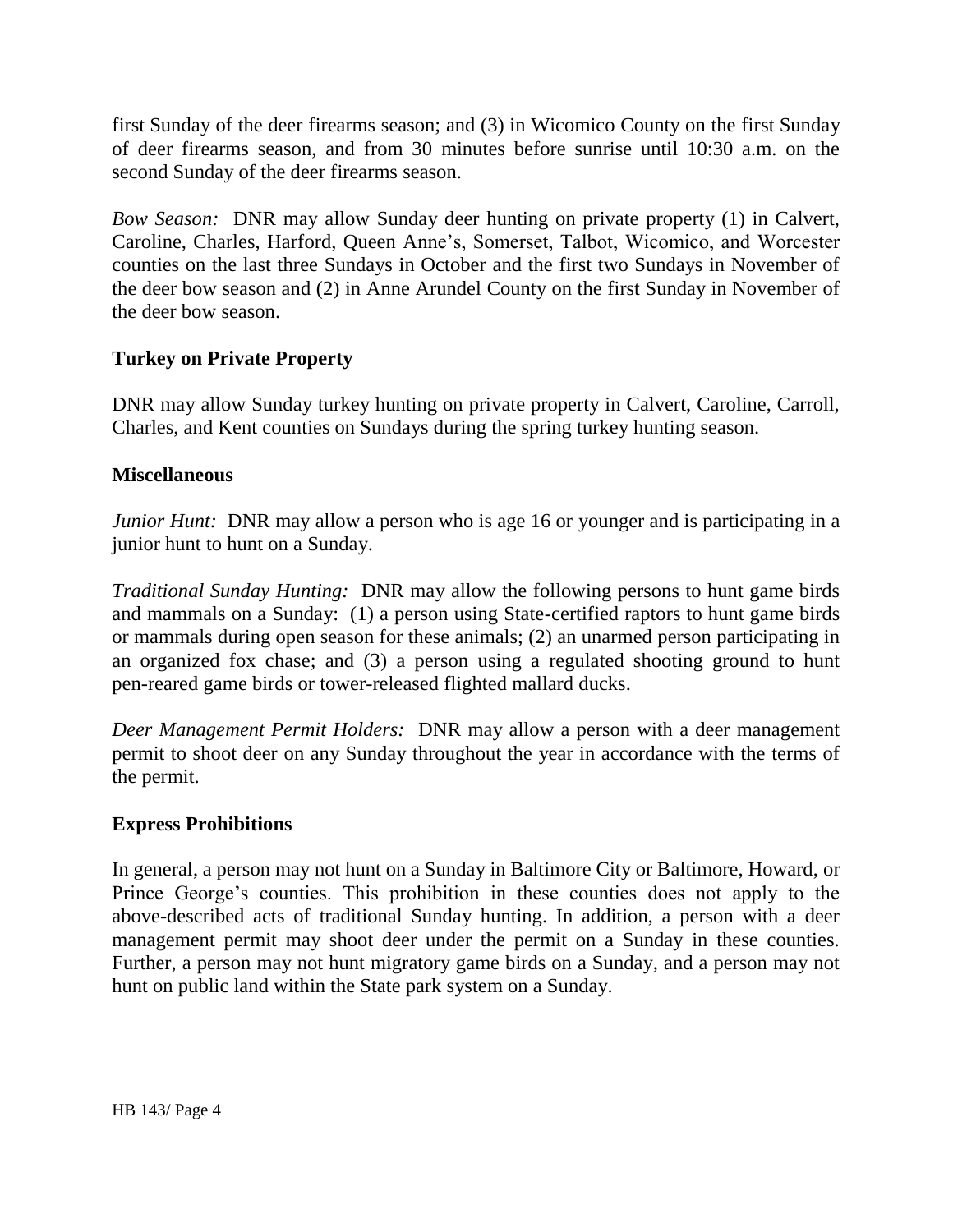first Sunday of the deer firearms season; and (3) in Wicomico County on the first Sunday of deer firearms season, and from 30 minutes before sunrise until 10:30 a.m. on the second Sunday of the deer firearms season.

*Bow Season:* DNR may allow Sunday deer hunting on private property (1) in Calvert, Caroline, Charles, Harford, Queen Anne's, Somerset, Talbot, Wicomico, and Worcester counties on the last three Sundays in October and the first two Sundays in November of the deer bow season and (2) in Anne Arundel County on the first Sunday in November of the deer bow season.

**Turkey on Private Property**

DNR may allow Sunday turkey hunting on private property in Calvert, Caroline, Carroll, Charles, and Kent counties on Sundays during the spring turkey hunting season.

**Miscellaneous**

*Junior Hunt:* DNR may allow a person who is age 16 or younger and is participating in a junior hunt to hunt on a Sunday.

*Traditional Sunday Hunting:* DNR may allow the following persons to hunt game birds and mammals on a Sunday: (1) a person using State-certified raptors to hunt game birds or mammals during open season for these animals; (2) an unarmed person participating in an organized fox chase; and (3) a person using a regulated shooting ground to hunt pen-reared game birds or tower-released flighted mallard ducks.

*Deer Management Permit Holders:* DNR may allow a person with a deer management permit to shoot deer on any Sunday throughout the year in accordance with the terms of the permit.

**Express Prohibitions**

In general, a person may not hunt on a Sunday in Baltimore City or Baltimore, Howard, or Prince George's counties. This prohibition in these counties does not apply to the above-described acts of traditional Sunday hunting. In addition, a person with a deer management permit may shoot deer under the permit on a Sunday in these counties. Further, a person may not hunt migratory game birds on a Sunday, and a person may not hunt on public land within the State park system on a Sunday.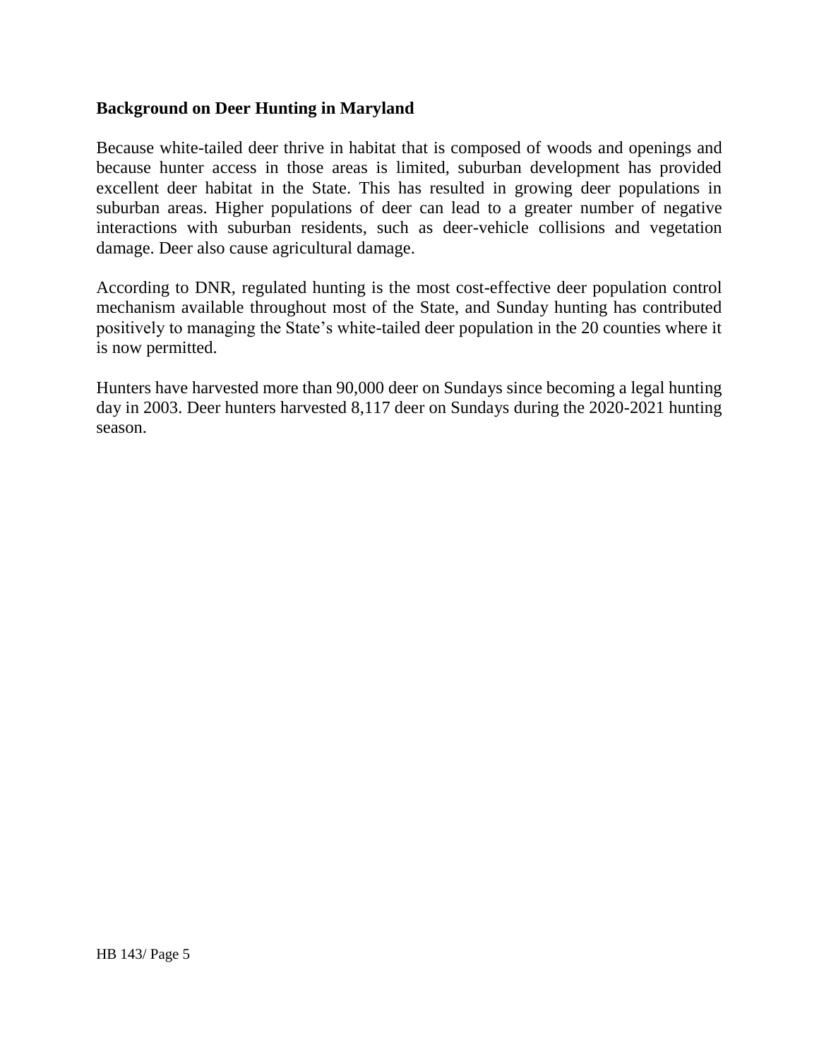**Background on Deer Hunting in Maryland**

Because white-tailed deer thrive in habitat that is composed of woods and openings and because hunter access in those areas is limited, suburban development has provided excellent deer habitat in the State. This has resulted in growing deer populations in suburban areas. Higher populations of deer can lead to a greater number of negative interactions with suburban residents, such as deer-vehicle collisions and vegetation damage. Deer also cause agricultural damage.

According to DNR, regulated hunting is the most cost-effective deer population control mechanism available throughout most of the State, and Sunday hunting has contributed positively to managing the State's white-tailed deer population in the 20 counties where it is now permitted.

Hunters have harvested more than 90,000 deer on Sundays since becoming a legal hunting day in 2003. Deer hunters harvested 8,117 deer on Sundays during the 2020-2021 hunting season.